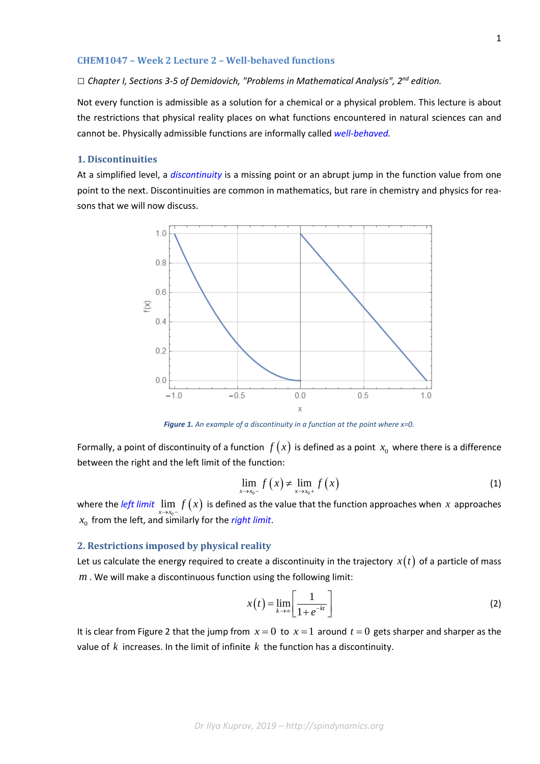## CHEM1047 – Week 2 Lecture 2 – Well-behaved functions

☐ *Chapter I, Sections 3-5 of Demidovich, "Problems in Mathematical Analysis", 2nd edition.*

Not every function is admissible as a solution for a chemical or a physical problem. This lecture is about the restrictions that physical reality places on what functions encountered in natural sciences can and cannot be. Physically admissible functions are informally called *well-behaved.*

### 1. Discontinuities

At a simplified level, a *discontinuity* is a missing point or an abrupt jump in the function value from one point to the next. Discontinuities are common in mathematics, but rare in chemistry and physics for reasons that we will now discuss.

***Figure 1.*** *An example of a discontinuity in a function at the point where x=0.*

Formally, a point of discontinuity of a function $f(x)$ is defined as a point $x_0$ where there is a difference between the right and the left limit of the function:

$$\lim_{x \to x_0 -} f(x) \neq \lim_{x \to x_0 +} f(x) \tag{1}$$

where the *left limit* $\lim_{x \to x_0 -} f(x)$ is defined as the value that the function approaches when $x$ approaches $x_0$ from the left, and similarly for the *right limit*.

### 2. Restrictions imposed by physical reality

Let us calculate the energy required to create a discontinuity in the trajectory $x(t)$ of a particle of mass $m$. We will make a discontinuous function using the following limit:

$$x(t) = \lim_{k \to \infty} \left[ \frac{1}{1+e^{-kt}} \right] \tag{2}$$

It is clear from Figure 2 that the jump from $x=0$ to $x=1$ around $t=0$ gets sharper and sharper as the value of $k$ increases. In the limit of infinite $k$ the function has a discontinuity.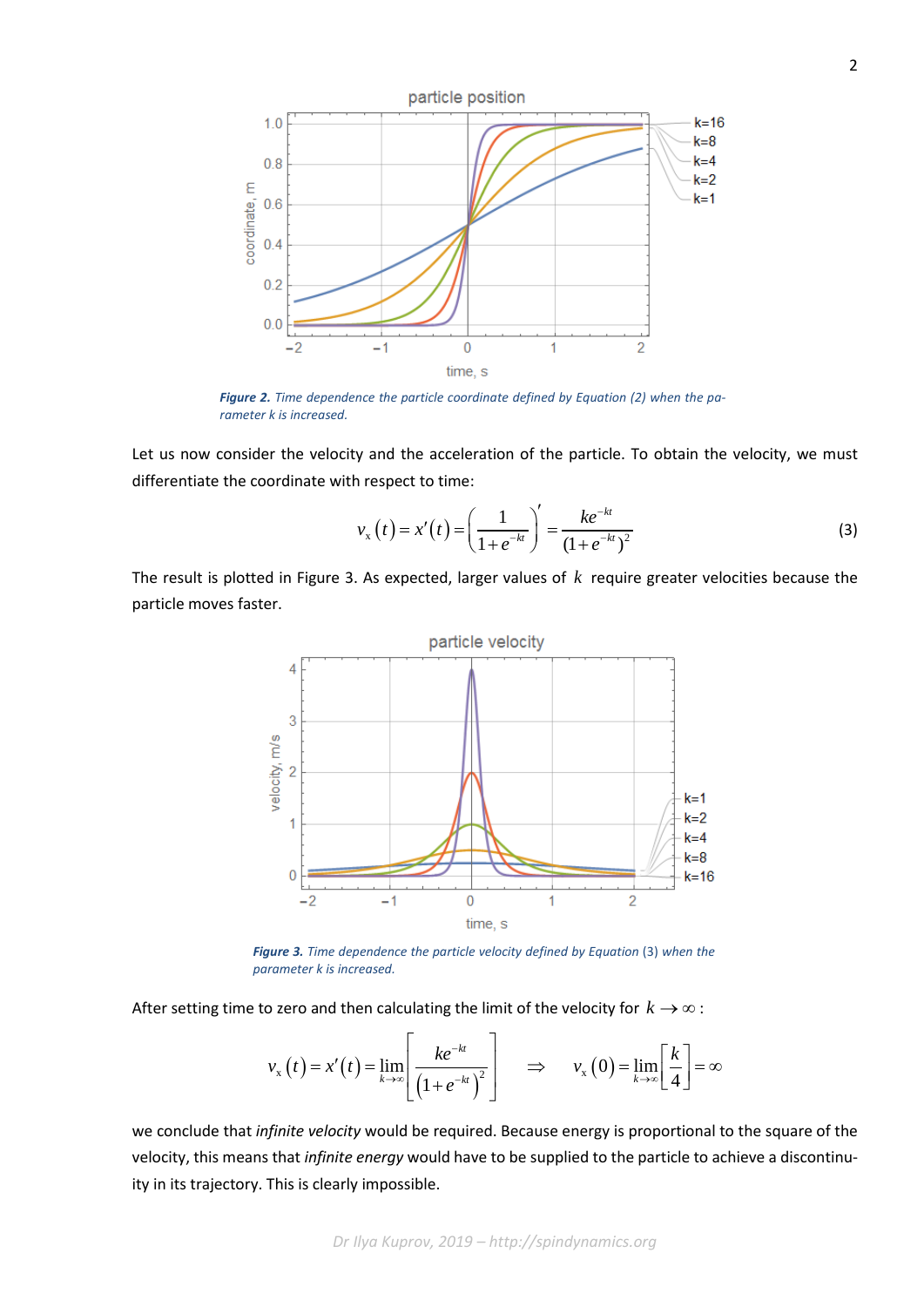*Figure 2. Time dependence the particle coordinate defined by Equation (2) when the parameter k is increased.*

Let us now consider the velocity and the acceleration of the particle. To obtain the velocity, we must differentiate the coordinate with respect to time:

$$v_x(t) = x'(t) = \left(\frac{1}{1+e^{-kt}}\right)' = \frac{ke^{-kt}}{(1+e^{-kt})^2} \tag{3}$$

The result is plotted in Figure 3. As expected, larger values of $k$ require greater velocities because the particle moves faster.

*Figure 3. Time dependence the particle velocity defined by Equation (3) when the parameter k is increased.*

After setting time to zero and then calculating the limit of the velocity for $k \to \infty$:

$$v_x(t) = x'(t) = \lim_{k\to\infty}\left[\frac{ke^{-kt}}{\left(1+e^{-kt}\right)^2}\right] \quad \Rightarrow \quad v_x(0) = \lim_{k\to\infty}\left[\frac{k}{4}\right] = \infty$$

we conclude that *infinite velocity* would be required. Because energy is proportional to the square of the velocity, this means that *infinite energy* would have to be supplied to the particle to achieve a discontinuity in its trajectory. This is clearly impossible.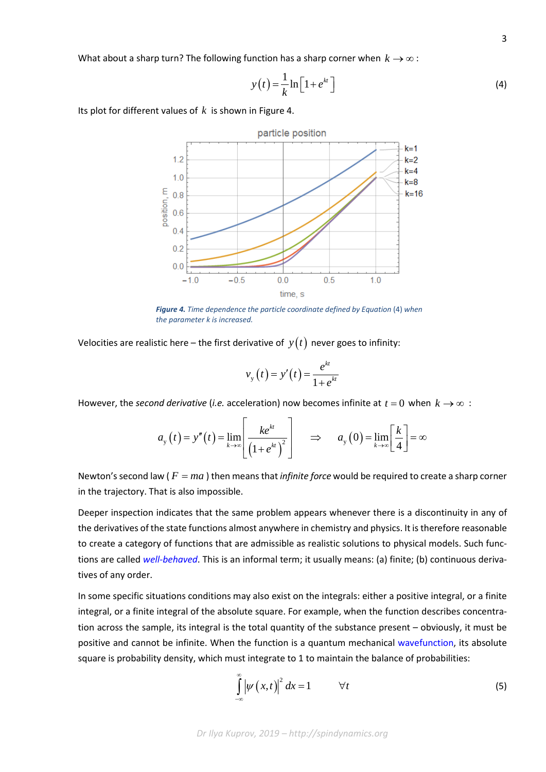What about a sharp turn? The following function has a sharp corner when $k \to \infty$:

$$y(t) = \frac{1}{k} \ln\left[1 + e^{kt}\right] \tag{4}$$

Its plot for different values of $k$ is shown in Figure 4.

*Figure 4. Time dependence the particle coordinate defined by Equation (4) when the parameter k is increased.*

Velocities are realistic here – the first derivative of $y(t)$ never goes to infinity:

$$v_y(t) = y'(t) = \frac{e^{kt}}{1 + e^{kt}}$$

However, the *second derivative* (*i.e.* acceleration) now becomes infinite at $t = 0$ when $k \to \infty$ :

$$a_y(t) = y''(t) = \lim_{k \to \infty} \left[ \frac{ke^{kt}}{\left(1 + e^{kt}\right)^2} \right] \quad \Rightarrow \quad a_y(0) = \lim_{k \to \infty} \left[ \frac{k}{4} \right] = \infty$$

Newton's second law ( $F = ma$ ) then means that *infinite force* would be required to create a sharp corner in the trajectory. That is also impossible.

Deeper inspection indicates that the same problem appears whenever there is a discontinuity in any of the derivatives of the state functions almost anywhere in chemistry and physics. It is therefore reasonable to create a category of functions that are admissible as realistic solutions to physical models. Such functions are called *well-behaved*. This is an informal term; it usually means: (a) finite; (b) continuous derivatives of any order.

In some specific situations conditions may also exist on the integrals: either a positive integral, or a finite integral, or a finite integral of the absolute square. For example, when the function describes concentration across the sample, its integral is the total quantity of the substance present – obviously, it must be positive and cannot be infinite. When the function is a quantum mechanical wavefunction, its absolute square is probability density, which must integrate to 1 to maintain the balance of probabilities:

$$\int_{-\infty}^{\infty} \left|\psi(x,t)\right|^2 dx = 1 \qquad \forall t \tag{5}$$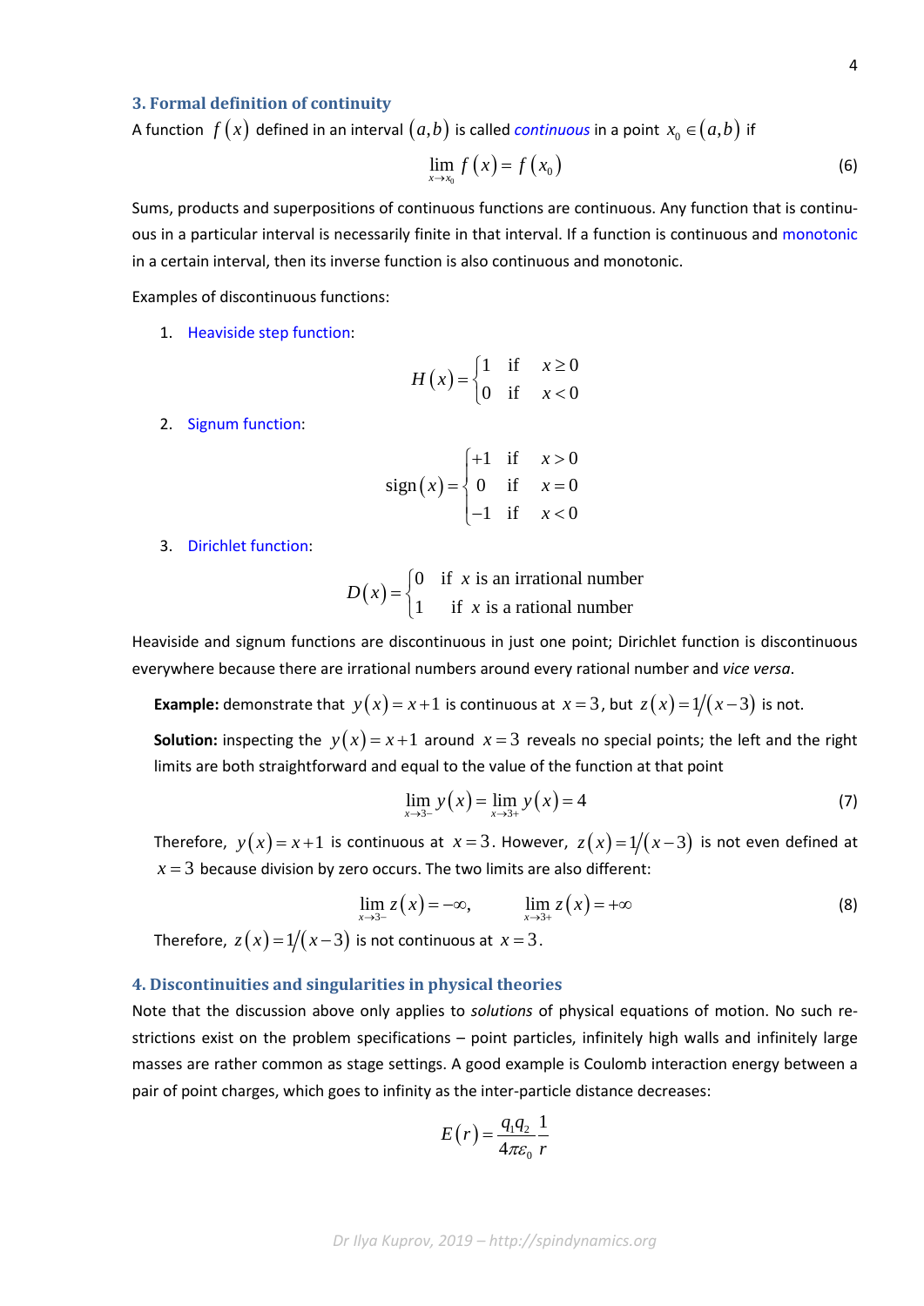## 3. Formal definition of continuity

A function $f(x)$ defined in an interval $(a,b)$ is called *continuous* in a point $x_0 \in (a,b)$ if

$$\lim_{x \to x_0} f(x) = f(x_0) \tag{6}$$

Sums, products and superpositions of continuous functions are continuous. Any function that is continuous in a particular interval is necessarily finite in that interval. If a function is continuous and monotonic in a certain interval, then its inverse function is also continuous and monotonic.

Examples of discontinuous functions:

1. Heaviside step function:

$$H(x) = \begin{cases} 1 & \text{if} \quad x \geq 0 \\ 0 & \text{if} \quad x < 0 \end{cases}$$

2. Signum function:

$$\operatorname{sign}(x) = \begin{cases} +1 & \text{if} \quad x > 0 \\ 0 & \text{if} \quad x = 0 \\ -1 & \text{if} \quad x < 0 \end{cases}$$

3. Dirichlet function:

$$D(x) = \begin{cases} 0 & \text{if } x \text{ is an irrational number} \\ 1 & \text{if } x \text{ is a rational number} \end{cases}$$

Heaviside and signum functions are discontinuous in just one point; Dirichlet function is discontinuous everywhere because there are irrational numbers around every rational number and *vice versa*.

**Example:** demonstrate that $y(x) = x+1$ is continuous at $x=3$, but $z(x) = 1/(x-3)$ is not.

**Solution:** inspecting the $y(x) = x+1$ around $x=3$ reveals no special points; the left and the right limits are both straightforward and equal to the value of the function at that point

$$\lim_{x \to 3-} y(x) = \lim_{x \to 3+} y(x) = 4 \tag{7}$$

Therefore, $y(x) = x+1$ is continuous at $x=3$. However, $z(x) = 1/(x-3)$ is not even defined at $x=3$ because division by zero occurs. The two limits are also different:

$$\lim_{x \to 3-} z(x) = -\infty, \qquad \lim_{x \to 3+} z(x) = +\infty \tag{8}$$

Therefore, $z(x) = 1/(x-3)$ is not continuous at $x=3$.

## 4. Discontinuities and singularities in physical theories

Note that the discussion above only applies to *solutions* of physical equations of motion. No such restrictions exist on the problem specifications – point particles, infinitely high walls and infinitely large masses are rather common as stage settings. A good example is Coulomb interaction energy between a pair of point charges, which goes to infinity as the inter-particle distance decreases:

$$E(r) = \frac{q_1 q_2}{4\pi\varepsilon_0} \frac{1}{r}$$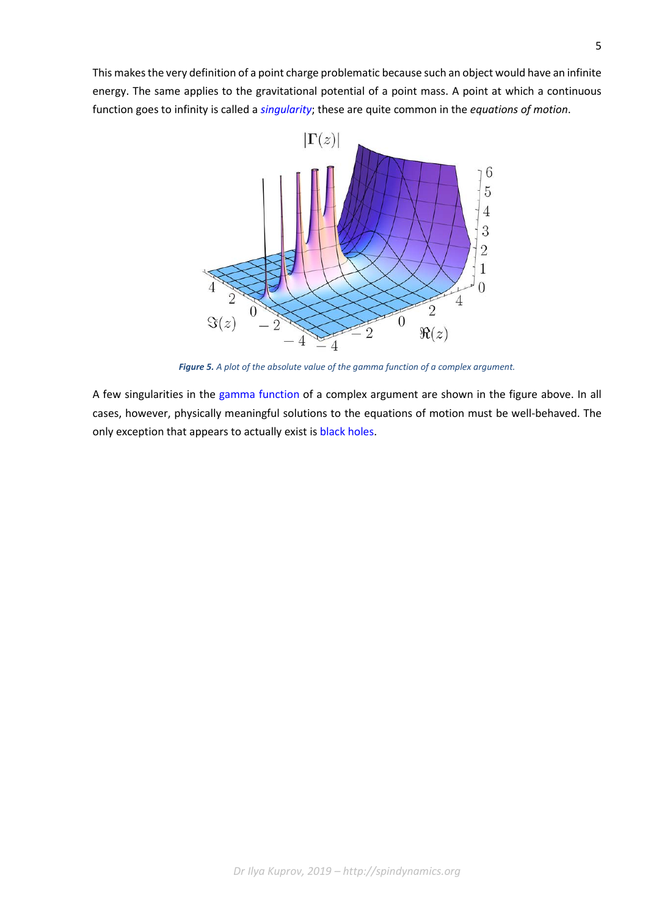This makes the very definition of a point charge problematic because such an object would have an infinite energy. The same applies to the gravitational potential of a point mass. A point at which a continuous function goes to infinity is called a *singularity*; these are quite common in the *equations of motion*.

$|\Gamma(z)|$

6
5
4
3
2
1
0

4
2
0
$\Im(z)$
−2
−4
−4
−2
0
2
4
$\Re(z)$

***Figure 5.*** *A plot of the absolute value of the gamma function of a complex argument.*

A few singularities in the gamma function of a complex argument are shown in the figure above. In all cases, however, physically meaningful solutions to the equations of motion must be well-behaved. The only exception that appears to actually exist is black holes.